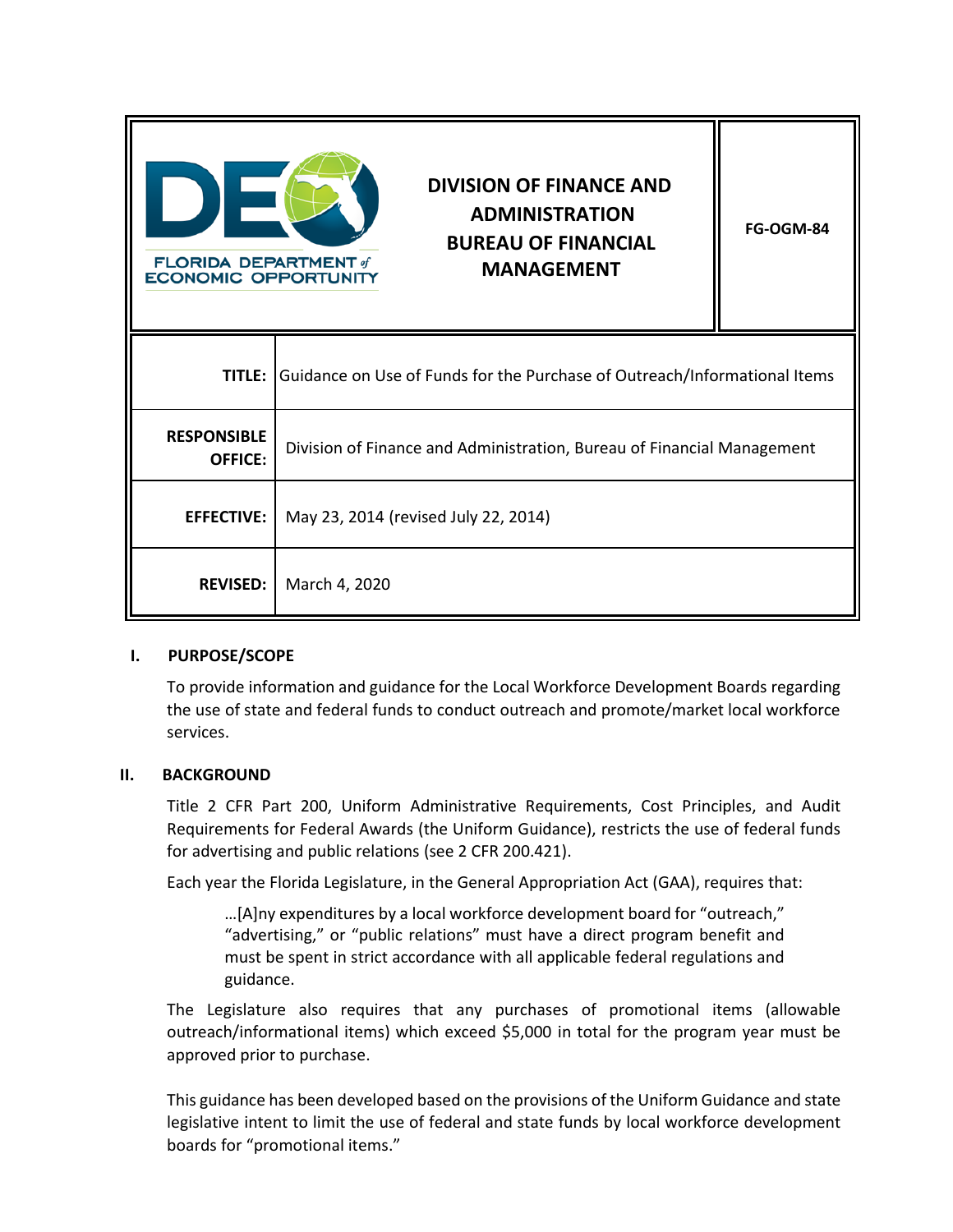| FLORIDA DEPARTMENT of ECONOMIC OPPORTUNITY | DIVISION OF FINANCE AND ADMINISTRATION BUREAU OF FINANCIAL MANAGEMENT | FG-OGM-84 |
|---|---|---|

| | |
|---|---|
| **TITLE:** | Guidance on Use of Funds for the Purchase of Outreach/Informational Items |
| **RESPONSIBLE OFFICE:** | Division of Finance and Administration, Bureau of Financial Management |
| **EFFECTIVE:** | May 23, 2014 (revised July 22, 2014) |
| **REVISED:** | March 4, 2020 |

## I. PURPOSE/SCOPE

To provide information and guidance for the Local Workforce Development Boards regarding the use of state and federal funds to conduct outreach and promote/market local workforce services.

## II. BACKGROUND

Title 2 CFR Part 200, Uniform Administrative Requirements, Cost Principles, and Audit Requirements for Federal Awards (the Uniform Guidance), restricts the use of federal funds for advertising and public relations (see 2 CFR 200.421).

Each year the Florida Legislature, in the General Appropriation Act (GAA), requires that:

> …[A]ny expenditures by a local workforce development board for "outreach," "advertising," or "public relations" must have a direct program benefit and must be spent in strict accordance with all applicable federal regulations and guidance.

The Legislature also requires that any purchases of promotional items (allowable outreach/informational items) which exceed $5,000 in total for the program year must be approved prior to purchase.

This guidance has been developed based on the provisions of the Uniform Guidance and state legislative intent to limit the use of federal and state funds by local workforce development boards for "promotional items."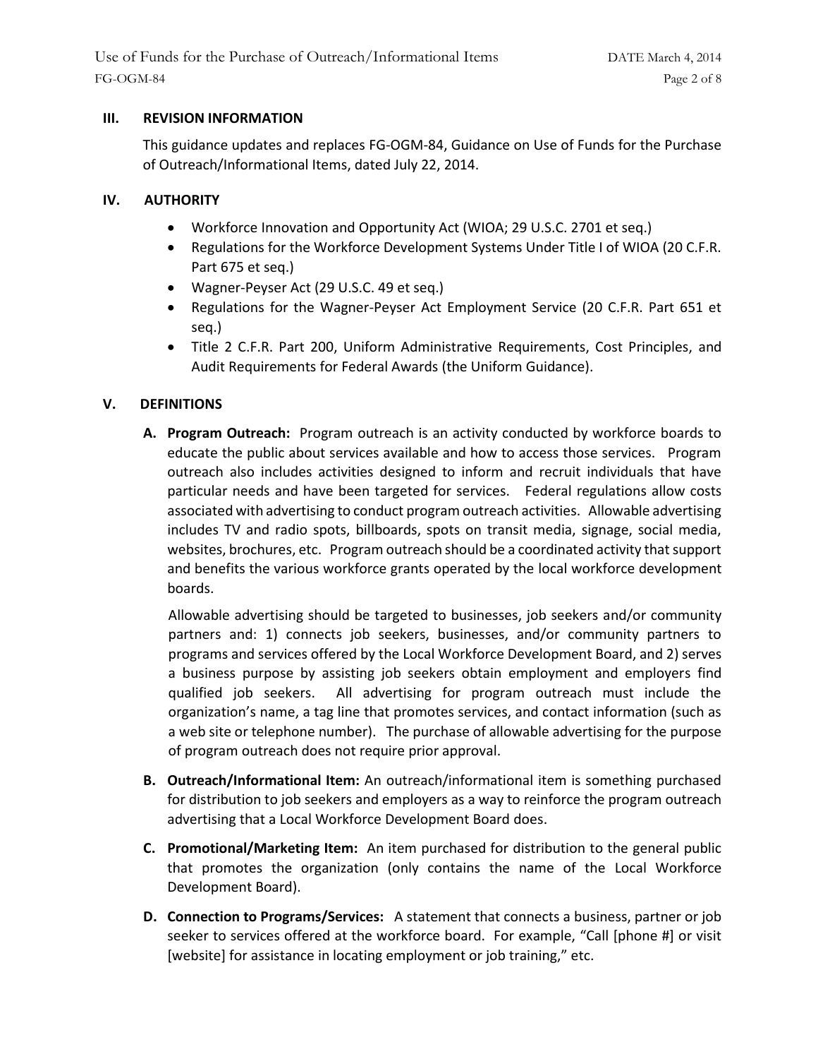## III. REVISION INFORMATION

This guidance updates and replaces FG-OGM-84, Guidance on Use of Funds for the Purchase of Outreach/Informational Items, dated July 22, 2014.

## IV. AUTHORITY

- Workforce Innovation and Opportunity Act (WIOA; 29 U.S.C. 2701 et seq.)
- Regulations for the Workforce Development Systems Under Title I of WIOA (20 C.F.R. Part 675 et seq.)
- Wagner-Peyser Act (29 U.S.C. 49 et seq.)
- Regulations for the Wagner-Peyser Act Employment Service (20 C.F.R. Part 651 et seq.)
- Title 2 C.F.R. Part 200, Uniform Administrative Requirements, Cost Principles, and Audit Requirements for Federal Awards (the Uniform Guidance).

## V. DEFINITIONS

**A. Program Outreach:** Program outreach is an activity conducted by workforce boards to educate the public about services available and how to access those services. Program outreach also includes activities designed to inform and recruit individuals that have particular needs and have been targeted for services. Federal regulations allow costs associated with advertising to conduct program outreach activities. Allowable advertising includes TV and radio spots, billboards, spots on transit media, signage, social media, websites, brochures, etc. Program outreach should be a coordinated activity that support and benefits the various workforce grants operated by the local workforce development boards.

Allowable advertising should be targeted to businesses, job seekers and/or community partners and: 1) connects job seekers, businesses, and/or community partners to programs and services offered by the Local Workforce Development Board, and 2) serves a business purpose by assisting job seekers obtain employment and employers find qualified job seekers. All advertising for program outreach must include the organization's name, a tag line that promotes services, and contact information (such as a web site or telephone number). The purchase of allowable advertising for the purpose of program outreach does not require prior approval.

**B. Outreach/Informational Item:** An outreach/informational item is something purchased for distribution to job seekers and employers as a way to reinforce the program outreach advertising that a Local Workforce Development Board does.

**C. Promotional/Marketing Item:** An item purchased for distribution to the general public that promotes the organization (only contains the name of the Local Workforce Development Board).

**D. Connection to Programs/Services:** A statement that connects a business, partner or job seeker to services offered at the workforce board. For example, "Call [phone #] or visit [website] for assistance in locating employment or job training," etc.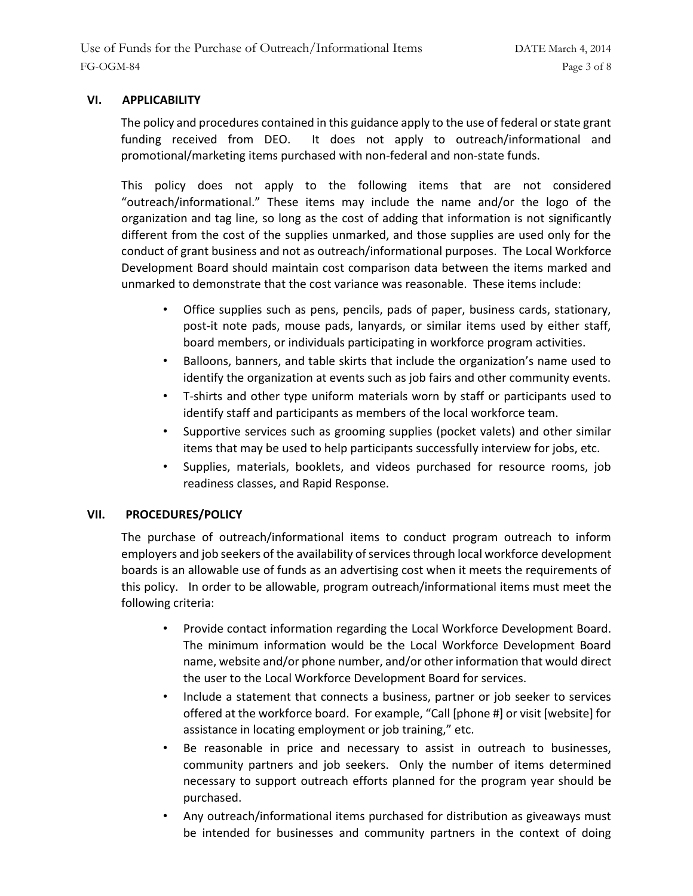## VI. APPLICABILITY

The policy and procedures contained in this guidance apply to the use of federal or state grant funding received from DEO. It does not apply to outreach/informational and promotional/marketing items purchased with non-federal and non-state funds.

This policy does not apply to the following items that are not considered "outreach/informational." These items may include the name and/or the logo of the organization and tag line, so long as the cost of adding that information is not significantly different from the cost of the supplies unmarked, and those supplies are used only for the conduct of grant business and not as outreach/informational purposes. The Local Workforce Development Board should maintain cost comparison data between the items marked and unmarked to demonstrate that the cost variance was reasonable. These items include:

- Office supplies such as pens, pencils, pads of paper, business cards, stationary, post-it note pads, mouse pads, lanyards, or similar items used by either staff, board members, or individuals participating in workforce program activities.
- Balloons, banners, and table skirts that include the organization's name used to identify the organization at events such as job fairs and other community events.
- T-shirts and other type uniform materials worn by staff or participants used to identify staff and participants as members of the local workforce team.
- Supportive services such as grooming supplies (pocket valets) and other similar items that may be used to help participants successfully interview for jobs, etc.
- Supplies, materials, booklets, and videos purchased for resource rooms, job readiness classes, and Rapid Response.

## VII. PROCEDURES/POLICY

The purchase of outreach/informational items to conduct program outreach to inform employers and job seekers of the availability of services through local workforce development boards is an allowable use of funds as an advertising cost when it meets the requirements of this policy. In order to be allowable, program outreach/informational items must meet the following criteria:

- Provide contact information regarding the Local Workforce Development Board. The minimum information would be the Local Workforce Development Board name, website and/or phone number, and/or other information that would direct the user to the Local Workforce Development Board for services.
- Include a statement that connects a business, partner or job seeker to services offered at the workforce board. For example, "Call [phone #] or visit [website] for assistance in locating employment or job training," etc.
- Be reasonable in price and necessary to assist in outreach to businesses, community partners and job seekers. Only the number of items determined necessary to support outreach efforts planned for the program year should be purchased.
- Any outreach/informational items purchased for distribution as giveaways must be intended for businesses and community partners in the context of doing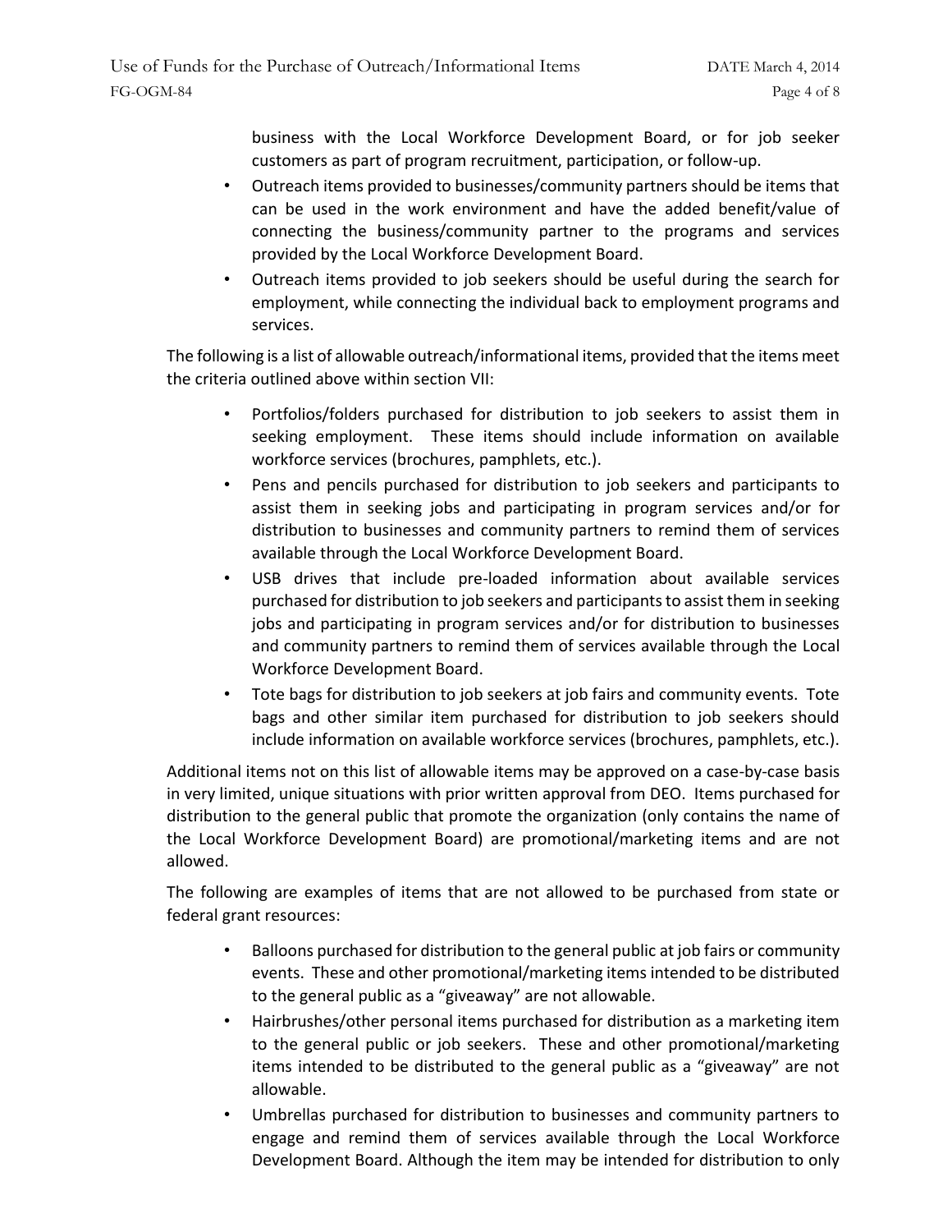business with the Local Workforce Development Board, or for job seeker customers as part of program recruitment, participation, or follow-up.

- Outreach items provided to businesses/community partners should be items that can be used in the work environment and have the added benefit/value of connecting the business/community partner to the programs and services provided by the Local Workforce Development Board.
- Outreach items provided to job seekers should be useful during the search for employment, while connecting the individual back to employment programs and services.

The following is a list of allowable outreach/informational items, provided that the items meet the criteria outlined above within section VII:

- Portfolios/folders purchased for distribution to job seekers to assist them in seeking employment. These items should include information on available workforce services (brochures, pamphlets, etc.).
- Pens and pencils purchased for distribution to job seekers and participants to assist them in seeking jobs and participating in program services and/or for distribution to businesses and community partners to remind them of services available through the Local Workforce Development Board.
- USB drives that include pre-loaded information about available services purchased for distribution to job seekers and participants to assist them in seeking jobs and participating in program services and/or for distribution to businesses and community partners to remind them of services available through the Local Workforce Development Board.
- Tote bags for distribution to job seekers at job fairs and community events. Tote bags and other similar item purchased for distribution to job seekers should include information on available workforce services (brochures, pamphlets, etc.).

Additional items not on this list of allowable items may be approved on a case-by-case basis in very limited, unique situations with prior written approval from DEO. Items purchased for distribution to the general public that promote the organization (only contains the name of the Local Workforce Development Board) are promotional/marketing items and are not allowed.

The following are examples of items that are not allowed to be purchased from state or federal grant resources:

- Balloons purchased for distribution to the general public at job fairs or community events. These and other promotional/marketing items intended to be distributed to the general public as a "giveaway" are not allowable.
- Hairbrushes/other personal items purchased for distribution as a marketing item to the general public or job seekers. These and other promotional/marketing items intended to be distributed to the general public as a "giveaway" are not allowable.
- Umbrellas purchased for distribution to businesses and community partners to engage and remind them of services available through the Local Workforce Development Board. Although the item may be intended for distribution to only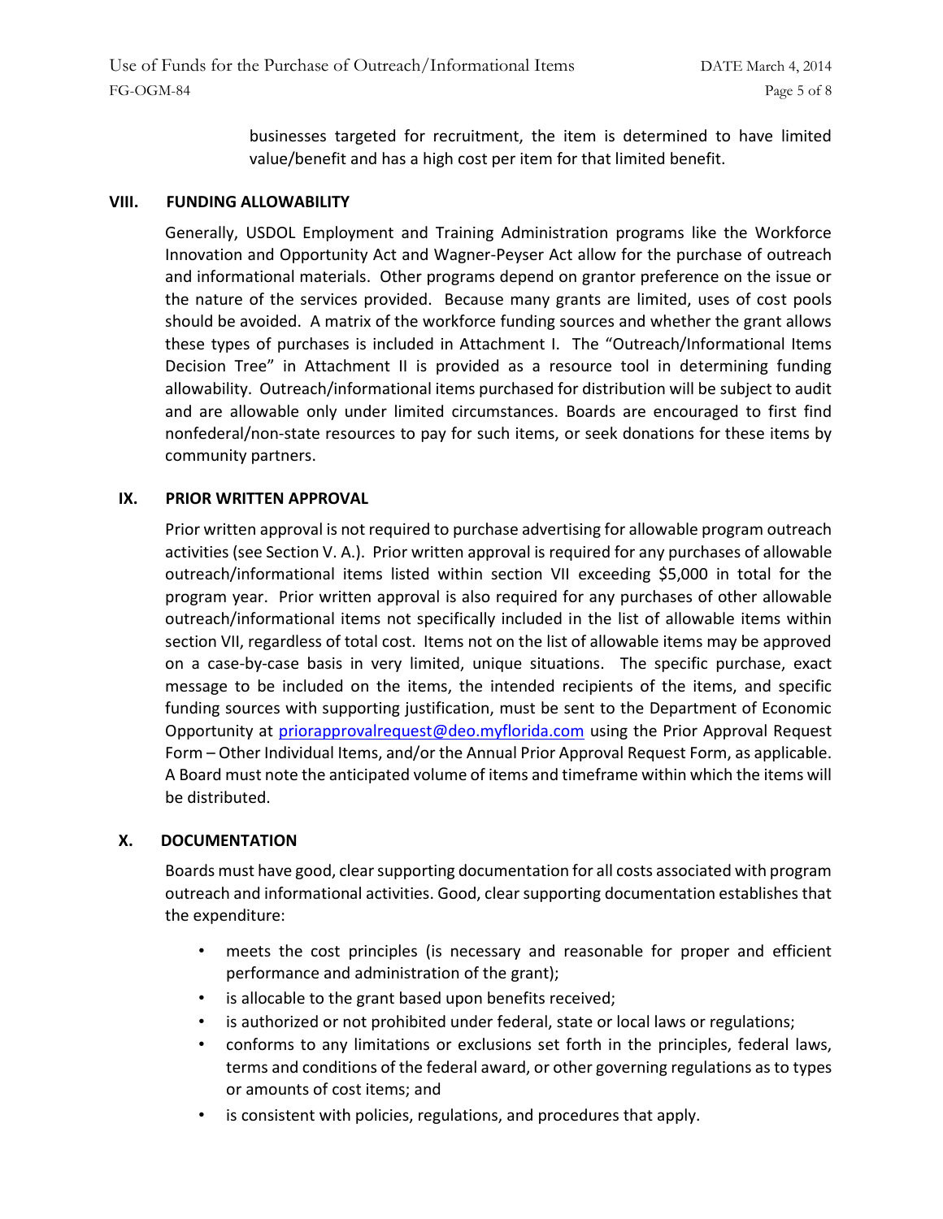businesses targeted for recruitment, the item is determined to have limited value/benefit and has a high cost per item for that limited benefit.

## VIII. FUNDING ALLOWABILITY

Generally, USDOL Employment and Training Administration programs like the Workforce Innovation and Opportunity Act and Wagner-Peyser Act allow for the purchase of outreach and informational materials. Other programs depend on grantor preference on the issue or the nature of the services provided. Because many grants are limited, uses of cost pools should be avoided. A matrix of the workforce funding sources and whether the grant allows these types of purchases is included in Attachment I. The "Outreach/Informational Items Decision Tree" in Attachment II is provided as a resource tool in determining funding allowability. Outreach/informational items purchased for distribution will be subject to audit and are allowable only under limited circumstances. Boards are encouraged to first find nonfederal/non-state resources to pay for such items, or seek donations for these items by community partners.

## IX. PRIOR WRITTEN APPROVAL

Prior written approval is not required to purchase advertising for allowable program outreach activities (see Section V. A.). Prior written approval is required for any purchases of allowable outreach/informational items listed within section VII exceeding $5,000 in total for the program year. Prior written approval is also required for any purchases of other allowable outreach/informational items not specifically included in the list of allowable items within section VII, regardless of total cost. Items not on the list of allowable items may be approved on a case-by-case basis in very limited, unique situations. The specific purchase, exact message to be included on the items, the intended recipients of the items, and specific funding sources with supporting justification, must be sent to the Department of Economic Opportunity at priorapprovalrequest@deo.myflorida.com using the Prior Approval Request Form – Other Individual Items, and/or the Annual Prior Approval Request Form, as applicable. A Board must note the anticipated volume of items and timeframe within which the items will be distributed.

## X. DOCUMENTATION

Boards must have good, clear supporting documentation for all costs associated with program outreach and informational activities. Good, clear supporting documentation establishes that the expenditure:

- meets the cost principles (is necessary and reasonable for proper and efficient performance and administration of the grant);
- is allocable to the grant based upon benefits received;
- is authorized or not prohibited under federal, state or local laws or regulations;
- conforms to any limitations or exclusions set forth in the principles, federal laws, terms and conditions of the federal award, or other governing regulations as to types or amounts of cost items; and
- is consistent with policies, regulations, and procedures that apply.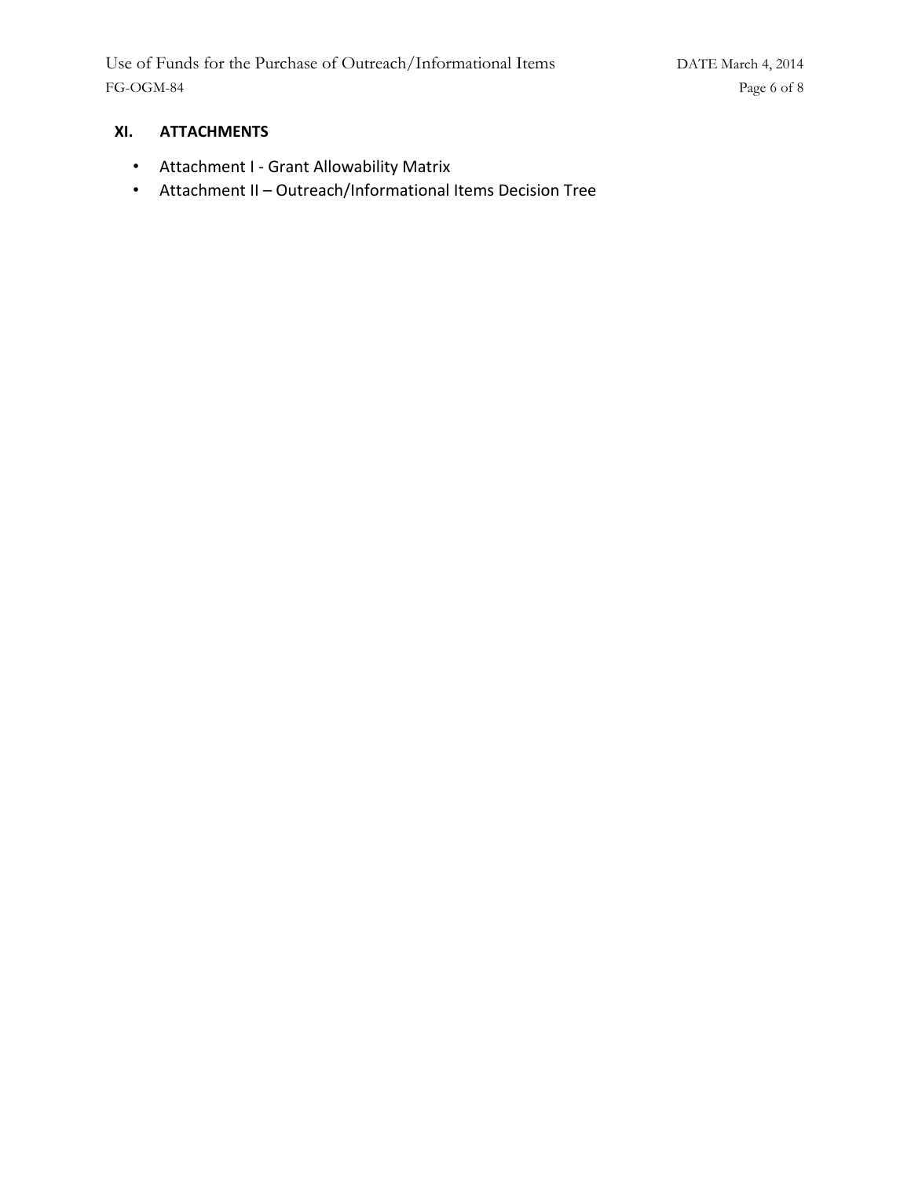## XI. ATTACHMENTS

- Attachment I - Grant Allowability Matrix
- Attachment II – Outreach/Informational Items Decision Tree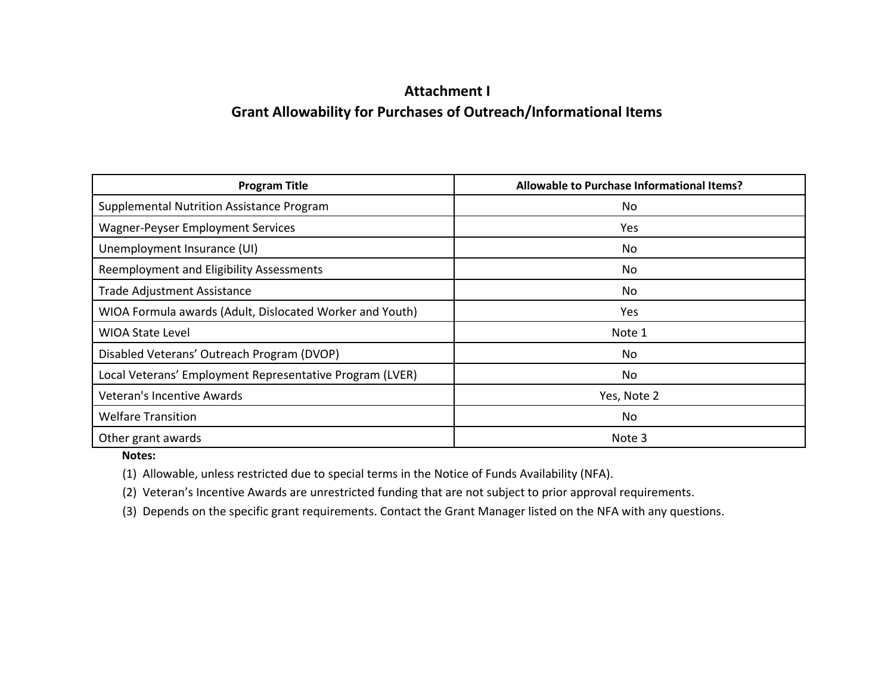# Attachment I

## Grant Allowability for Purchases of Outreach/Informational Items

| Program Title | Allowable to Purchase Informational Items? |
| --- | --- |
| Supplemental Nutrition Assistance Program | No |
| Wagner-Peyser Employment Services | Yes |
| Unemployment Insurance (UI) | No |
| Reemployment and Eligibility Assessments | No |
| Trade Adjustment Assistance | No |
| WIOA Formula awards (Adult, Dislocated Worker and Youth) | Yes |
| WIOA State Level | Note 1 |
| Disabled Veterans' Outreach Program (DVOP) | No |
| Local Veterans' Employment Representative Program (LVER) | No |
| Veteran's Incentive Awards | Yes, Note 2 |
| Welfare Transition | No |
| Other grant awards | Note 3 |

**Notes:**

(1) Allowable, unless restricted due to special terms in the Notice of Funds Availability (NFA).

(2) Veteran's Incentive Awards are unrestricted funding that are not subject to prior approval requirements.

(3) Depends on the specific grant requirements. Contact the Grant Manager listed on the NFA with any questions.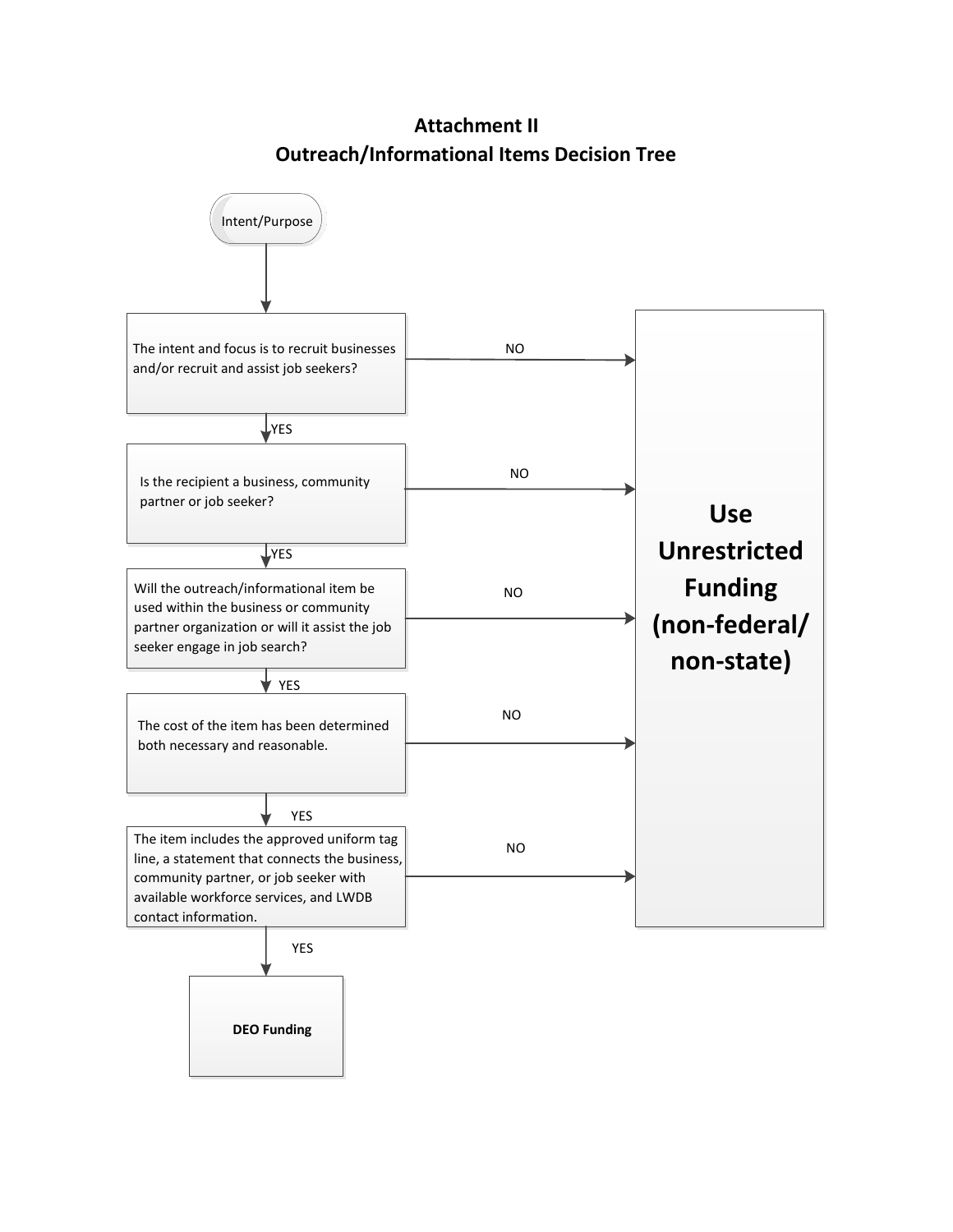# Attachment II
# Outreach/Informational Items Decision Tree

Intent/Purpose

The intent and focus is to recruit businesses and/or recruit and assist job seekers?

NO

YES

Is the recipient a business, community partner or job seeker?

NO

YES

Will the outreach/informational item be used within the business or community partner organization or will it assist the job seeker engage in job search?

NO

YES

The cost of the item has been determined both necessary and reasonable.

NO

YES

The item includes the approved uniform tag line, a statement that connects the business, community partner, or job seeker with available workforce services, and LWDB contact information.

NO

YES

DEO Funding

Use Unrestricted Funding (non-federal/ non-state)